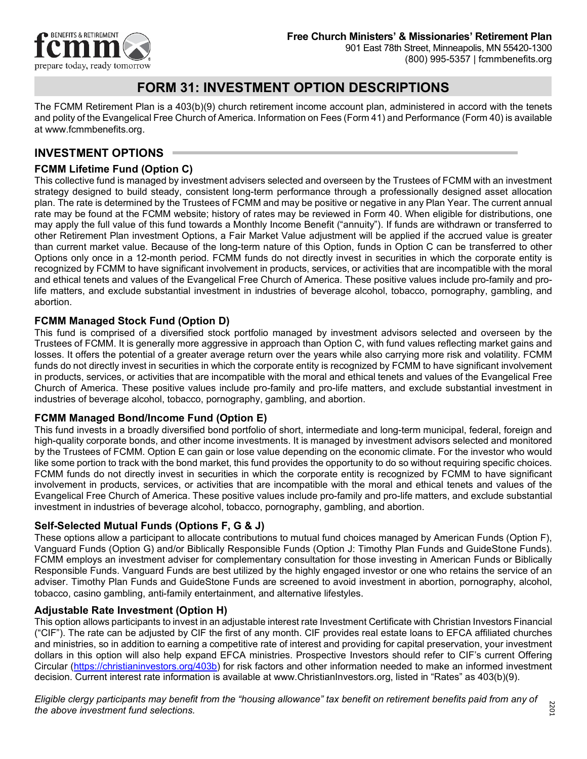**Free Church Ministers' & Missionaries' Retirement Plan**
901 East 78th Street, Minneapolis, MN 55420-1300
(800) 995-5357 | fcmmbenefits.org

# FORM 31: INVESTMENT OPTION DESCRIPTIONS

The FCMM Retirement Plan is a 403(b)(9) church retirement income account plan, administered in accord with the tenets and polity of the Evangelical Free Church of America. Information on Fees (Form 41) and Performance (Form 40) is available at www.fcmmbenefits.org.

## INVESTMENT OPTIONS

### FCMM Lifetime Fund (Option C)

This collective fund is managed by investment advisers selected and overseen by the Trustees of FCMM with an investment strategy designed to build steady, consistent long-term performance through a professionally designed asset allocation plan. The rate is determined by the Trustees of FCMM and may be positive or negative in any Plan Year. The current annual rate may be found at the FCMM website; history of rates may be reviewed in Form 40. When eligible for distributions, one may apply the full value of this fund towards a Monthly Income Benefit ("annuity"). If funds are withdrawn or transferred to other Retirement Plan investment Options, a Fair Market Value adjustment will be applied if the accrued value is greater than current market value. Because of the long-term nature of this Option, funds in Option C can be transferred to other Options only once in a 12-month period. FCMM funds do not directly invest in securities in which the corporate entity is recognized by FCMM to have significant involvement in products, services, or activities that are incompatible with the moral and ethical tenets and values of the Evangelical Free Church of America. These positive values include pro-family and pro-life matters, and exclude substantial investment in industries of beverage alcohol, tobacco, pornography, gambling, and abortion.

### FCMM Managed Stock Fund (Option D)

This fund is comprised of a diversified stock portfolio managed by investment advisors selected and overseen by the Trustees of FCMM. It is generally more aggressive in approach than Option C, with fund values reflecting market gains and losses. It offers the potential of a greater average return over the years while also carrying more risk and volatility. FCMM funds do not directly invest in securities in which the corporate entity is recognized by FCMM to have significant involvement in products, services, or activities that are incompatible with the moral and ethical tenets and values of the Evangelical Free Church of America. These positive values include pro-family and pro-life matters, and exclude substantial investment in industries of beverage alcohol, tobacco, pornography, gambling, and abortion.

### FCMM Managed Bond/Income Fund (Option E)

This fund invests in a broadly diversified bond portfolio of short, intermediate and long-term municipal, federal, foreign and high-quality corporate bonds, and other income investments. It is managed by investment advisors selected and monitored by the Trustees of FCMM. Option E can gain or lose value depending on the economic climate. For the investor who would like some portion to track with the bond market, this fund provides the opportunity to do so without requiring specific choices. FCMM funds do not directly invest in securities in which the corporate entity is recognized by FCMM to have significant involvement in products, services, or activities that are incompatible with the moral and ethical tenets and values of the Evangelical Free Church of America. These positive values include pro-family and pro-life matters, and exclude substantial investment in industries of beverage alcohol, tobacco, pornography, gambling, and abortion.

### Self-Selected Mutual Funds (Options F, G & J)

These options allow a participant to allocate contributions to mutual fund choices managed by American Funds (Option F), Vanguard Funds (Option G) and/or Biblically Responsible Funds (Option J: Timothy Plan Funds and GuideStone Funds). FCMM employs an investment adviser for complementary consultation for those investing in American Funds or Biblically Responsible Funds. Vanguard Funds are best utilized by the highly engaged investor or one who retains the service of an adviser. Timothy Plan Funds and GuideStone Funds are screened to avoid investment in abortion, pornography, alcohol, tobacco, casino gambling, anti-family entertainment, and alternative lifestyles.

### Adjustable Rate Investment (Option H)

This option allows participants to invest in an adjustable interest rate Investment Certificate with Christian Investors Financial ("CIF"). The rate can be adjusted by CIF the first of any month. CIF provides real estate loans to EFCA affiliated churches and ministries, so in addition to earning a competitive rate of interest and providing for capital preservation, your investment dollars in this option will also help expand EFCA ministries. Prospective Investors should refer to CIF's current Offering Circular (https://christianinvestors.org/403b) for risk factors and other information needed to make an informed investment decision. Current interest rate information is available at www.ChristianInvestors.org, listed in "Rates" as 403(b)(9).

*Eligible clergy participants may benefit from the "housing allowance" tax benefit on retirement benefits paid from any of the above investment fund selections.*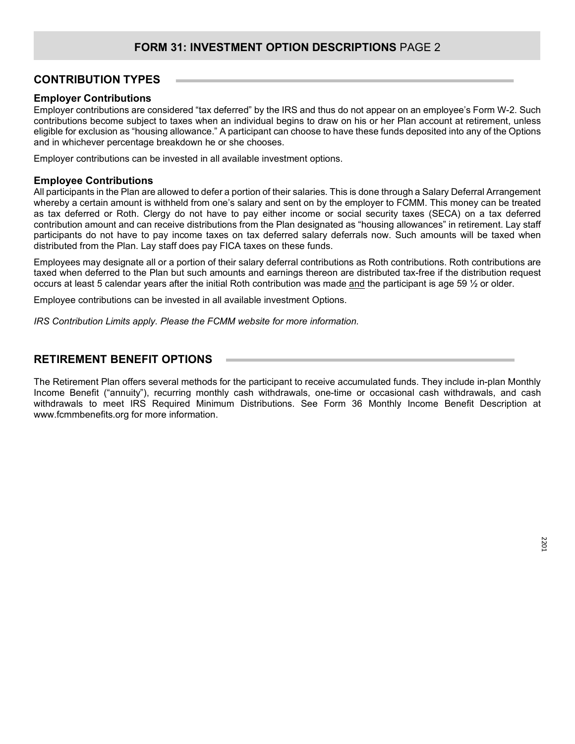# FORM 31: INVESTMENT OPTION DESCRIPTIONS PAGE 2

## CONTRIBUTION TYPES

### Employer Contributions

Employer contributions are considered "tax deferred" by the IRS and thus do not appear on an employee's Form W-2. Such contributions become subject to taxes when an individual begins to draw on his or her Plan account at retirement, unless eligible for exclusion as "housing allowance." A participant can choose to have these funds deposited into any of the Options and in whichever percentage breakdown he or she chooses.

Employer contributions can be invested in all available investment options.

### Employee Contributions

All participants in the Plan are allowed to defer a portion of their salaries. This is done through a Salary Deferral Arrangement whereby a certain amount is withheld from one's salary and sent on by the employer to FCMM. This money can be treated as tax deferred or Roth. Clergy do not have to pay either income or social security taxes (SECA) on a tax deferred contribution amount and can receive distributions from the Plan designated as "housing allowances" in retirement. Lay staff participants do not have to pay income taxes on tax deferred salary deferrals now. Such amounts will be taxed when distributed from the Plan. Lay staff does pay FICA taxes on these funds.

Employees may designate all or a portion of their salary deferral contributions as Roth contributions. Roth contributions are taxed when deferred to the Plan but such amounts and earnings thereon are distributed tax-free if the distribution request occurs at least 5 calendar years after the initial Roth contribution was made <u>and</u> the participant is age 59 ½ or older.

Employee contributions can be invested in all available investment Options.

*IRS Contribution Limits apply. Please the FCMM website for more information.*

## RETIREMENT BENEFIT OPTIONS

The Retirement Plan offers several methods for the participant to receive accumulated funds. They include in-plan Monthly Income Benefit ("annuity"), recurring monthly cash withdrawals, one-time or occasional cash withdrawals, and cash withdrawals to meet IRS Required Minimum Distributions. See Form 36 Monthly Income Benefit Description at www.fcmmbenefits.org for more information.

2201